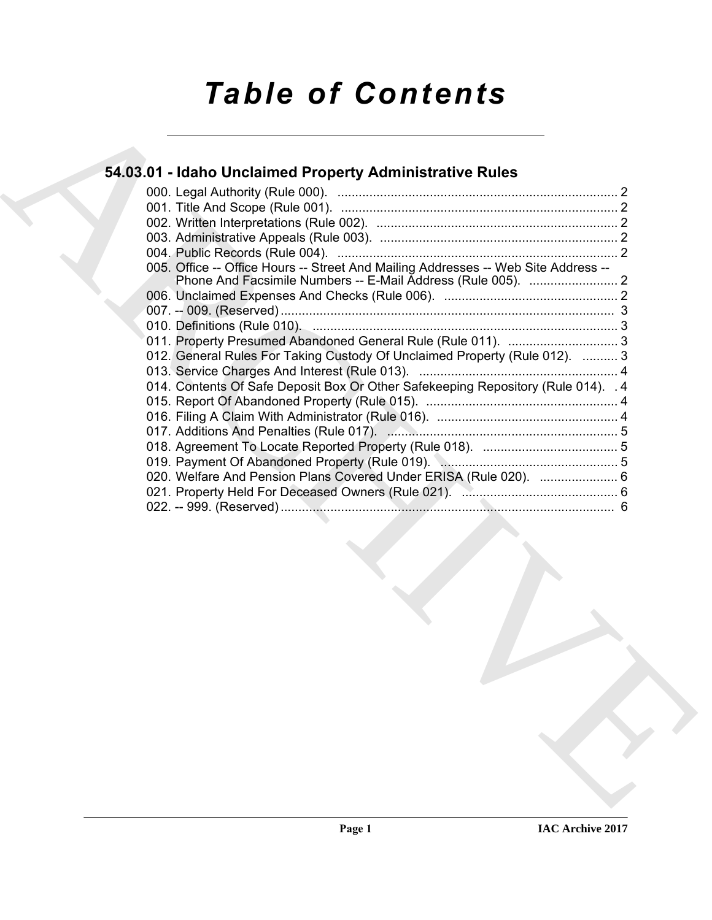# *Table of Contents*

## 54.03.01 - Idaho Unclaimed Property Administrative Rules

000. Legal Authority (Rule 000). ............................................................................... 2
001. Title And Scope (Rule 001). .............................................................................. 2
002. Written Interpretations (Rule 002). .................................................................... 2
003. Administrative Appeals (Rule 003). ................................................................... 2
004. Public Records (Rule 004). ............................................................................... 2
005. Office -- Office Hours -- Street And Mailing Addresses -- Web Site Address -- Phone And Facsimile Numbers -- E-Mail Address (Rule 005). ......................... 2
006. Unclaimed Expenses And Checks (Rule 006). ................................................. 2
007. -- 009. (Reserved) .............................................................................................. 3
010. Definitions (Rule 010). ...................................................................................... 3
011. Property Presumed Abandoned General Rule (Rule 011). ............................... 3
012. General Rules For Taking Custody Of Unclaimed Property (Rule 012). .......... 3
013. Service Charges And Interest (Rule 013). ........................................................ 4
014. Contents Of Safe Deposit Box Or Other Safekeeping Repository (Rule 014). . 4
015. Report Of Abandoned Property (Rule 015). ...................................................... 4
016. Filing A Claim With Administrator (Rule 016). ................................................... 4
017. Additions And Penalties (Rule 017). ................................................................. 5
018. Agreement To Locate Reported Property (Rule 018). ...................................... 5
019. Payment Of Abandoned Property (Rule 019). .................................................. 5
020. Welfare And Pension Plans Covered Under ERISA (Rule 020). ...................... 6
021. Property Held For Deceased Owners (Rule 021). ............................................ 6
022. -- 999. (Reserved) .............................................................................................. 6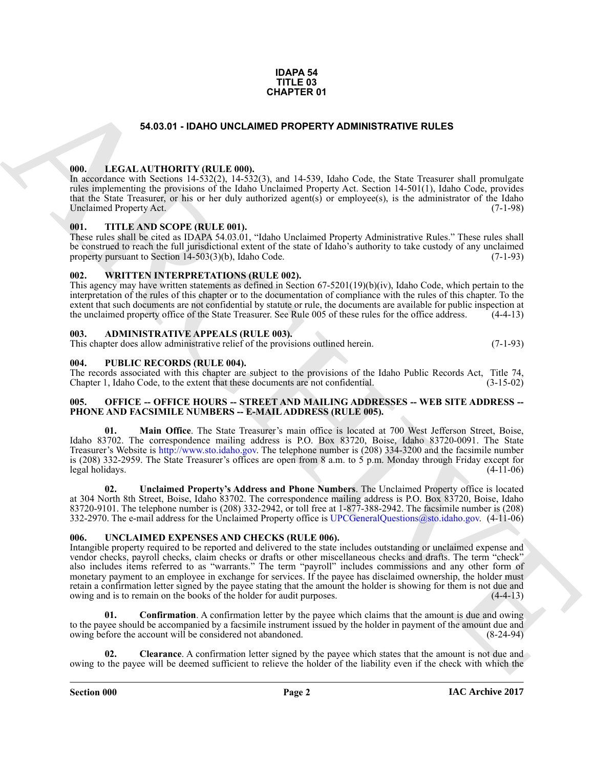**IDAPA 54**
**TITLE 03**
**CHAPTER 01**

# 54.03.01 - IDAHO UNCLAIMED PROPERTY ADMINISTRATIVE RULES

## 000. LEGAL AUTHORITY (RULE 000).

In accordance with Sections 14-532(2), 14-532(3), and 14-539, Idaho Code, the State Treasurer shall promulgate rules implementing the provisions of the Idaho Unclaimed Property Act. Section 14-501(1), Idaho Code, provides that the State Treasurer, or his or her duly authorized agent(s) or employee(s), is the administrator of the Idaho Unclaimed Property Act. (7-1-98)

## 001. TITLE AND SCOPE (RULE 001).

These rules shall be cited as IDAPA 54.03.01, "Idaho Unclaimed Property Administrative Rules." These rules shall be construed to reach the full jurisdictional extent of the state of Idaho's authority to take custody of any unclaimed property pursuant to Section 14-503(3)(b), Idaho Code. (7-1-93)

## 002. WRITTEN INTERPRETATIONS (RULE 002).

This agency may have written statements as defined in Section 67-5201(19)(b)(iv), Idaho Code, which pertain to the interpretation of the rules of this chapter or to the documentation of compliance with the rules of this chapter. To the extent that such documents are not confidential by statute or rule, the documents are available for public inspection at the unclaimed property office of the State Treasurer. See Rule 005 of these rules for the office address. (4-4-13)

## 003. ADMINISTRATIVE APPEALS (RULE 003).

This chapter does allow administrative relief of the provisions outlined herein. (7-1-93)

## 004. PUBLIC RECORDS (RULE 004).

The records associated with this chapter are subject to the provisions of the Idaho Public Records Act, Title 74, Chapter 1, Idaho Code, to the extent that these documents are not confidential. (3-15-02)

## 005. OFFICE -- OFFICE HOURS -- STREET AND MAILING ADDRESSES -- WEB SITE ADDRESS -- PHONE AND FACSIMILE NUMBERS -- E-MAIL ADDRESS (RULE 005).

**01. Main Office**. The State Treasurer's main office is located at 700 West Jefferson Street, Boise, Idaho 83702. The correspondence mailing address is P.O. Box 83720, Boise, Idaho 83720-0091. The State Treasurer's Website is http://www.sto.idaho.gov. The telephone number is (208) 334-3200 and the facsimile number is (208) 332-2959. The State Treasurer's offices are open from 8 a.m. to 5 p.m. Monday through Friday except for legal holidays. (4-11-06)

**02. Unclaimed Property's Address and Phone Numbers**. The Unclaimed Property office is located at 304 North 8th Street, Boise, Idaho 83702. The correspondence mailing address is P.O. Box 83720, Boise, Idaho 83720-9101. The telephone number is (208) 332-2942, or toll free at 1-877-388-2942. The facsimile number is (208) 332-2970. The e-mail address for the Unclaimed Property office is UPCGeneralQuestions@sto.idaho.gov. (4-11-06)

## 006. UNCLAIMED EXPENSES AND CHECKS (RULE 006).

Intangible property required to be reported and delivered to the state includes outstanding or unclaimed expense and vendor checks, payroll checks, claim checks or drafts or other miscellaneous checks and drafts. The term "check" also includes items referred to as "warrants." The term "payroll" includes commissions and any other form of monetary payment to an employee in exchange for services. If the payee has disclaimed ownership, the holder must retain a confirmation letter signed by the payee stating that the amount the holder is showing for them is not due and owing and is to remain on the books of the holder for audit purposes. (4-4-13)

**01. Confirmation**. A confirmation letter by the payee which claims that the amount is due and owing to the payee should be accompanied by a facsimile instrument issued by the holder in payment of the amount due and owing before the account will be considered not abandoned. (8-24-94)

**02. Clearance**. A confirmation letter signed by the payee which states that the amount is not due and owing to the payee will be deemed sufficient to relieve the holder of the liability even if the check with which the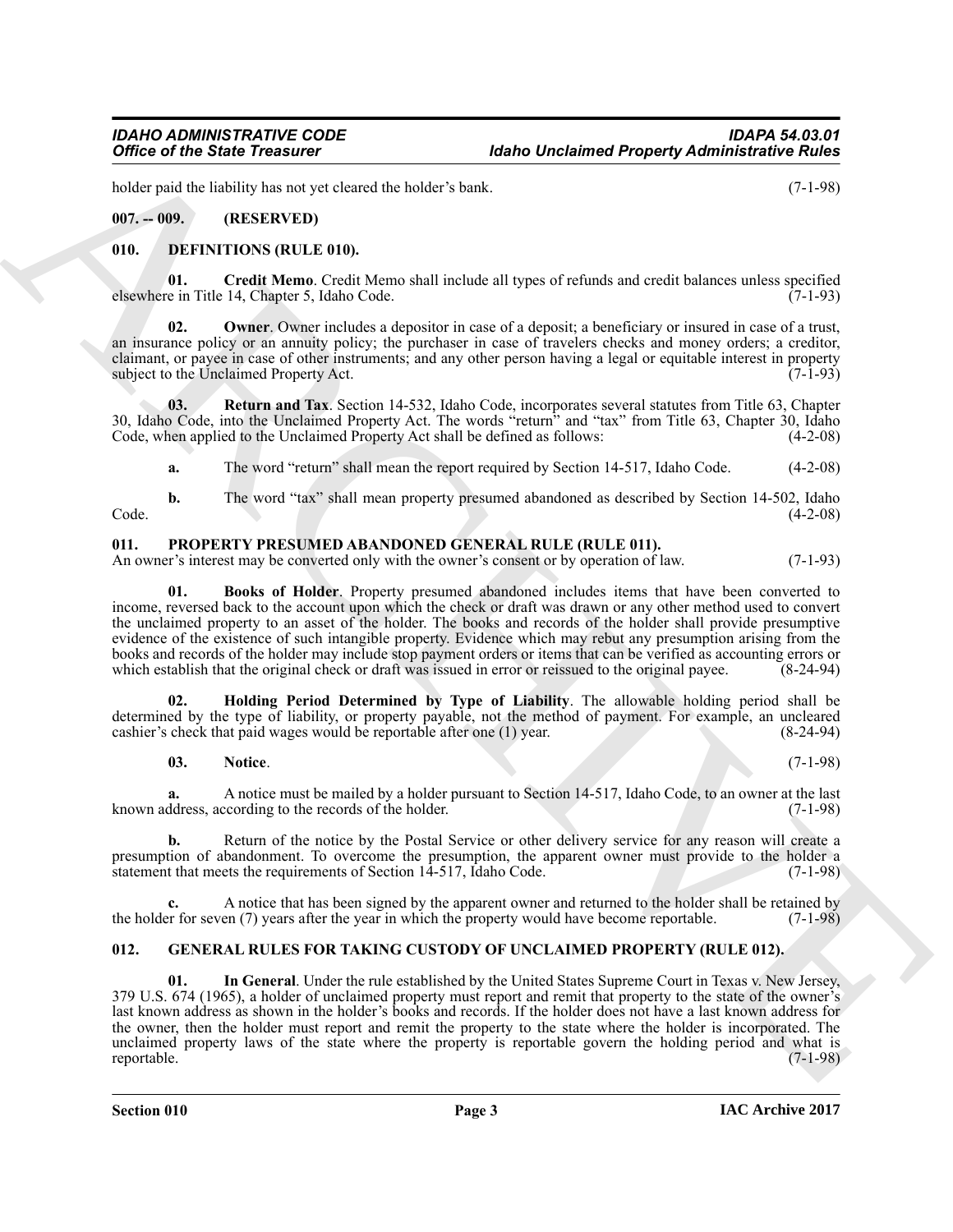holder paid the liability has not yet cleared the holder's bank. (7-1-98)

### 007. -- 009. (RESERVED)

### 010. DEFINITIONS (RULE 010).

**01. Credit Memo**. Credit Memo shall include all types of refunds and credit balances unless specified elsewhere in Title 14, Chapter 5, Idaho Code. (7-1-93)

**02. Owner**. Owner includes a depositor in case of a deposit; a beneficiary or insured in case of a trust, an insurance policy or an annuity policy; the purchaser in case of travelers checks and money orders; a creditor, claimant, or payee in case of other instruments; and any other person having a legal or equitable interest in property subject to the Unclaimed Property Act. (7-1-93)

**03. Return and Tax**. Section 14-532, Idaho Code, incorporates several statutes from Title 63, Chapter 30, Idaho Code, into the Unclaimed Property Act. The words "return" and "tax" from Title 63, Chapter 30, Idaho Code, when applied to the Unclaimed Property Act shall be defined as follows: (4-2-08)

**a.** The word "return" shall mean the report required by Section 14-517, Idaho Code. (4-2-08)

**b.** The word "tax" shall mean property presumed abandoned as described by Section 14-502, Idaho Code. (4-2-08)

### 011. PROPERTY PRESUMED ABANDONED GENERAL RULE (RULE 011).

An owner's interest may be converted only with the owner's consent or by operation of law. (7-1-93)

**01. Books of Holder**. Property presumed abandoned includes items that have been converted to income, reversed back to the account upon which the check or draft was drawn or any other method used to convert the unclaimed property to an asset of the holder. The books and records of the holder shall provide presumptive evidence of the existence of such intangible property. Evidence which may rebut any presumption arising from the books and records of the holder may include stop payment orders or items that can be verified as accounting errors or which establish that the original check or draft was issued in error or reissued to the original payee. (8-24-94)

**02. Holding Period Determined by Type of Liability**. The allowable holding period shall be determined by the type of liability, or property payable, not the method of payment. For example, an uncleared cashier's check that paid wages would be reportable after one (1) year. (8-24-94)

**03. Notice**. (7-1-98)

**a.** A notice must be mailed by a holder pursuant to Section 14-517, Idaho Code, to an owner at the last known address, according to the records of the holder. (7-1-98)

**b.** Return of the notice by the Postal Service or other delivery service for any reason will create a presumption of abandonment. To overcome the presumption, the apparent owner must provide to the holder a statement that meets the requirements of Section 14-517, Idaho Code. (7-1-98)

**c.** A notice that has been signed by the apparent owner and returned to the holder shall be retained by the holder for seven (7) years after the year in which the property would have become reportable. (7-1-98)

### 012. GENERAL RULES FOR TAKING CUSTODY OF UNCLAIMED PROPERTY (RULE 012).

**01. In General**. Under the rule established by the United States Supreme Court in Texas v. New Jersey, 379 U.S. 674 (1965), a holder of unclaimed property must report and remit that property to the state of the owner's last known address as shown in the holder's books and records. If the holder does not have a last known address for the owner, then the holder must report and remit the property to the state where the holder is incorporated. The unclaimed property laws of the state where the property is reportable govern the holding period and what is reportable. (7-1-98)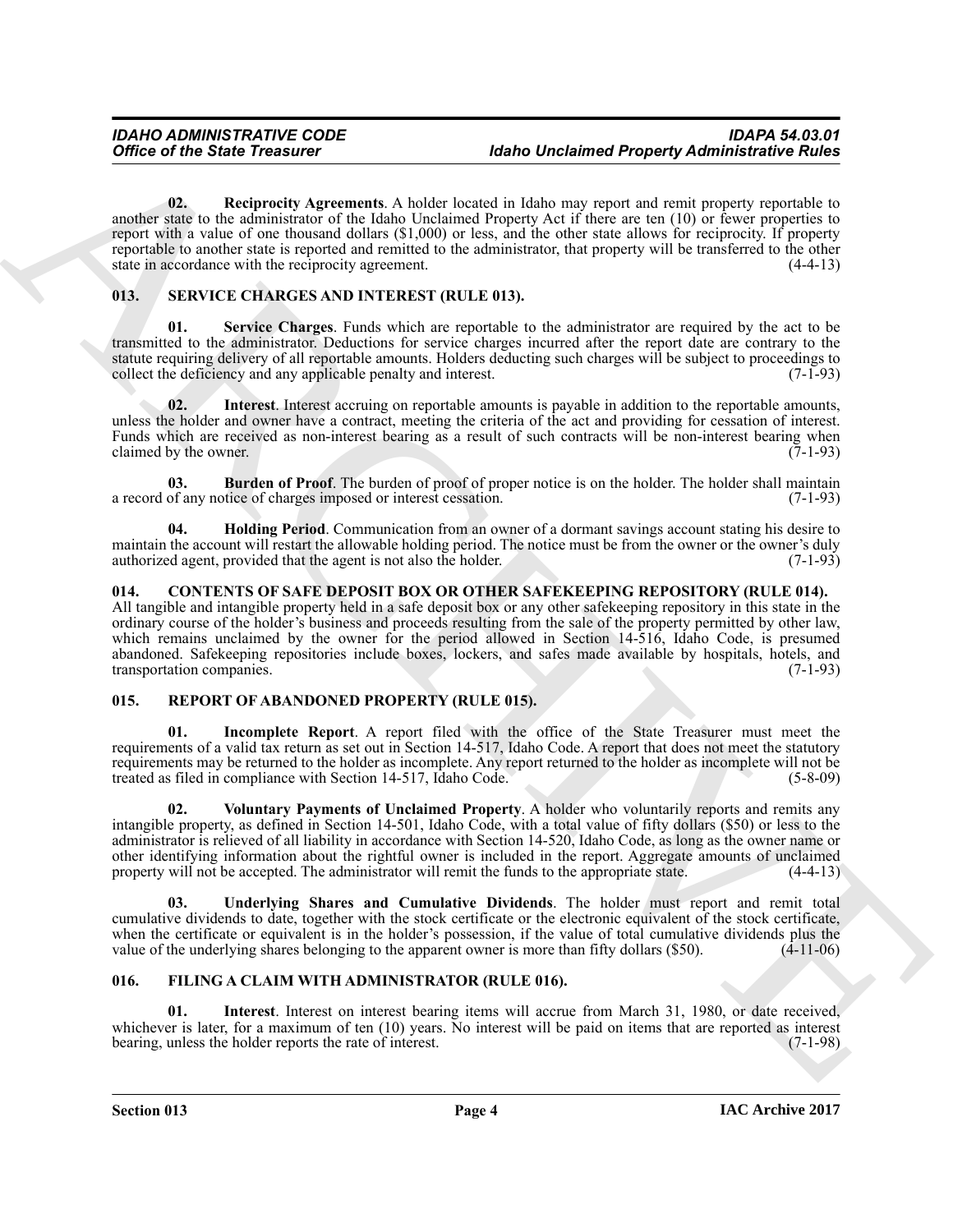**02. Reciprocity Agreements**. A holder located in Idaho may report and remit property reportable to another state to the administrator of the Idaho Unclaimed Property Act if there are ten (10) or fewer properties to report with a value of one thousand dollars ($1,000) or less, and the other state allows for reciprocity. If property reportable to another state is reported and remitted to the administrator, that property will be transferred to the other state in accordance with the reciprocity agreement. (4-4-13)

## 013. SERVICE CHARGES AND INTEREST (RULE 013).

**01. Service Charges**. Funds which are reportable to the administrator are required by the act to be transmitted to the administrator. Deductions for service charges incurred after the report date are contrary to the statute requiring delivery of all reportable amounts. Holders deducting such charges will be subject to proceedings to collect the deficiency and any applicable penalty and interest. (7-1-93)

**02. Interest**. Interest accruing on reportable amounts is payable in addition to the reportable amounts, unless the holder and owner have a contract, meeting the criteria of the act and providing for cessation of interest. Funds which are received as non-interest bearing as a result of such contracts will be non-interest bearing when claimed by the owner. (7-1-93)

**03. Burden of Proof**. The burden of proof of proper notice is on the holder. The holder shall maintain a record of any notice of charges imposed or interest cessation. (7-1-93)

**04. Holding Period**. Communication from an owner of a dormant savings account stating his desire to maintain the account will restart the allowable holding period. The notice must be from the owner or the owner's duly authorized agent, provided that the agent is not also the holder. (7-1-93)

## 014. CONTENTS OF SAFE DEPOSIT BOX OR OTHER SAFEKEEPING REPOSITORY (RULE 014).

All tangible and intangible property held in a safe deposit box or any other safekeeping repository in this state in the ordinary course of the holder's business and proceeds resulting from the sale of the property permitted by other law, which remains unclaimed by the owner for the period allowed in Section 14-516, Idaho Code, is presumed abandoned. Safekeeping repositories include boxes, lockers, and safes made available by hospitals, hotels, and transportation companies. (7-1-93)

## 015. REPORT OF ABANDONED PROPERTY (RULE 015).

**01. Incomplete Report**. A report filed with the office of the State Treasurer must meet the requirements of a valid tax return as set out in Section 14-517, Idaho Code. A report that does not meet the statutory requirements may be returned to the holder as incomplete. Any report returned to the holder as incomplete will not be treated as filed in compliance with Section 14-517, Idaho Code. (5-8-09)

**02. Voluntary Payments of Unclaimed Property**. A holder who voluntarily reports and remits any intangible property, as defined in Section 14-501, Idaho Code, with a total value of fifty dollars ($50) or less to the administrator is relieved of all liability in accordance with Section 14-520, Idaho Code, as long as the owner name or other identifying information about the rightful owner is included in the report. Aggregate amounts of unclaimed property will not be accepted. The administrator will remit the funds to the appropriate state. (4-4-13)

**03. Underlying Shares and Cumulative Dividends**. The holder must report and remit total cumulative dividends to date, together with the stock certificate or the electronic equivalent of the stock certificate, when the certificate or equivalent is in the holder's possession, if the value of total cumulative dividends plus the value of the underlying shares belonging to the apparent owner is more than fifty dollars ($50). (4-11-06)

## 016. FILING A CLAIM WITH ADMINISTRATOR (RULE 016).

**01. Interest**. Interest on interest bearing items will accrue from March 31, 1980, or date received, whichever is later, for a maximum of ten (10) years. No interest will be paid on items that are reported as interest bearing, unless the holder reports the rate of interest. (7-1-98)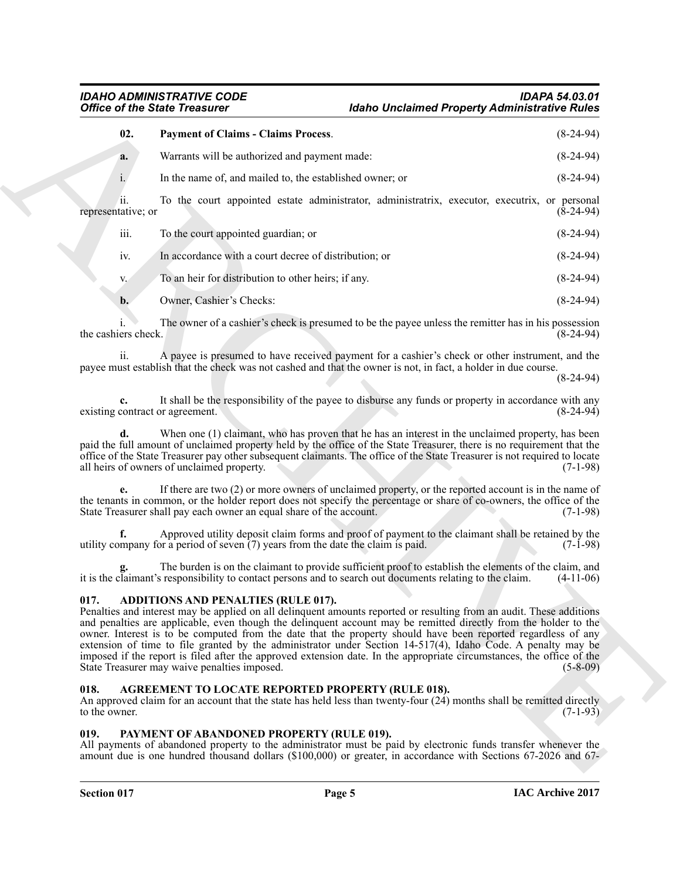**02. Payment of Claims - Claims Process**. (8-24-94)

**a.** Warrants will be authorized and payment made: (8-24-94)

i. In the name of, and mailed to, the established owner; or (8-24-94)

ii. To the court appointed estate administrator, administratrix, executor, executrix, or personal representative; or (8-24-94)

iii. To the court appointed guardian; or (8-24-94)

iv. In accordance with a court decree of distribution; or (8-24-94)

v. To an heir for distribution to other heirs; if any. (8-24-94)

**b.** Owner, Cashier's Checks: (8-24-94)

i. The owner of a cashier's check is presumed to be the payee unless the remitter has in his possession the cashiers check. (8-24-94)

ii. A payee is presumed to have received payment for a cashier's check or other instrument, and the payee must establish that the check was not cashed and that the owner is not, in fact, a holder in due course. (8-24-94)

**c.** It shall be the responsibility of the payee to disburse any funds or property in accordance with any existing contract or agreement. (8-24-94)

**d.** When one (1) claimant, who has proven that he has an interest in the unclaimed property, has been paid the full amount of unclaimed property held by the office of the State Treasurer, there is no requirement that the office of the State Treasurer pay other subsequent claimants. The office of the State Treasurer is not required to locate all heirs of owners of unclaimed property. (7-1-98)

**e.** If there are two (2) or more owners of unclaimed property, or the reported account is in the name of the tenants in common, or the holder report does not specify the percentage or share of co-owners, the office of the State Treasurer shall pay each owner an equal share of the account. (7-1-98)

**f.** Approved utility deposit claim forms and proof of payment to the claimant shall be retained by the utility company for a period of seven (7) years from the date the claim is paid. (7-1-98)

**g.** The burden is on the claimant to provide sufficient proof to establish the elements of the claim, and it is the claimant's responsibility to contact persons and to search out documents relating to the claim. (4-11-06)

### 017. ADDITIONS AND PENALTIES (RULE 017).

Penalties and interest may be applied on all delinquent amounts reported or resulting from an audit. These additions and penalties are applicable, even though the delinquent account may be remitted directly from the holder to the owner. Interest is to be computed from the date that the property should have been reported regardless of any extension of time to file granted by the administrator under Section 14-517(4), Idaho Code. A penalty may be imposed if the report is filed after the approved extension date. In the appropriate circumstances, the office of the State Treasurer may waive penalties imposed. (5-8-09)

### 018. AGREEMENT TO LOCATE REPORTED PROPERTY (RULE 018).

An approved claim for an account that the state has held less than twenty-four (24) months shall be remitted directly to the owner. (7-1-93)

### 019. PAYMENT OF ABANDONED PROPERTY (RULE 019).

All payments of abandoned property to the administrator must be paid by electronic funds transfer whenever the amount due is one hundred thousand dollars ($100,000) or greater, in accordance with Sections 67-2026 and 67-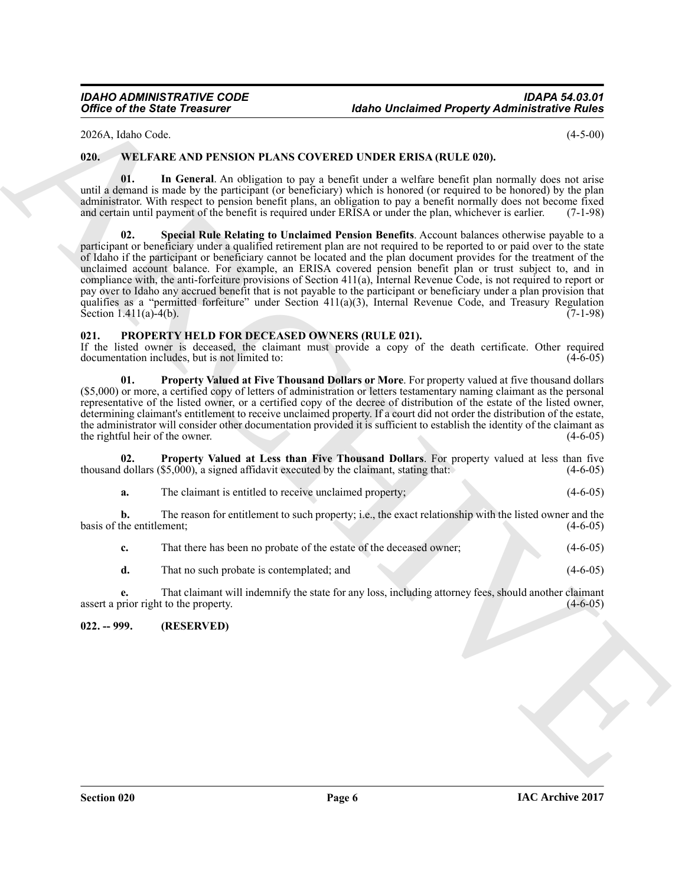2026A, Idaho Code. (4-5-00)

## 020. WELFARE AND PENSION PLANS COVERED UNDER ERISA (RULE 020).

**01. In General**. An obligation to pay a benefit under a welfare benefit plan normally does not arise until a demand is made by the participant (or beneficiary) which is honored (or required to be honored) by the plan administrator. With respect to pension benefit plans, an obligation to pay a benefit normally does not become fixed and certain until payment of the benefit is required under ERISA or under the plan, whichever is earlier. (7-1-98)

**02. Special Rule Relating to Unclaimed Pension Benefits**. Account balances otherwise payable to a participant or beneficiary under a qualified retirement plan are not required to be reported to or paid over to the state of Idaho if the participant or beneficiary cannot be located and the plan document provides for the treatment of the unclaimed account balance. For example, an ERISA covered pension benefit plan or trust subject to, and in compliance with, the anti-forfeiture provisions of Section 411(a), Internal Revenue Code, is not required to report or pay over to Idaho any accrued benefit that is not payable to the participant or beneficiary under a plan provision that qualifies as a "permitted forfeiture" under Section 411(a)(3), Internal Revenue Code, and Treasury Regulation Section 1.411(a)-4(b). (7-1-98)

## 021. PROPERTY HELD FOR DECEASED OWNERS (RULE 021).

If the listed owner is deceased, the claimant must provide a copy of the death certificate. Other required documentation includes, but is not limited to: (4-6-05)

**01. Property Valued at Five Thousand Dollars or More**. For property valued at five thousand dollars ($5,000) or more, a certified copy of letters of administration or letters testamentary naming claimant as the personal representative of the listed owner, or a certified copy of the decree of distribution of the estate of the listed owner, determining claimant's entitlement to receive unclaimed property. If a court did not order the distribution of the estate, the administrator will consider other documentation provided it is sufficient to establish the identity of the claimant as the rightful heir of the owner. (4-6-05)

**02. Property Valued at Less than Five Thousand Dollars**. For property valued at less than five thousand dollars ($5,000), a signed affidavit executed by the claimant, stating that: (4-6-05)

**a.** The claimant is entitled to receive unclaimed property; (4-6-05)

**b.** The reason for entitlement to such property; i.e., the exact relationship with the listed owner and the basis of the entitlement; (4-6-05)

**c.** That there has been no probate of the estate of the deceased owner; (4-6-05)

**d.** That no such probate is contemplated; and (4-6-05)

**e.** That claimant will indemnify the state for any loss, including attorney fees, should another claimant assert a prior right to the property. (4-6-05)

## 022. -- 999. (RESERVED)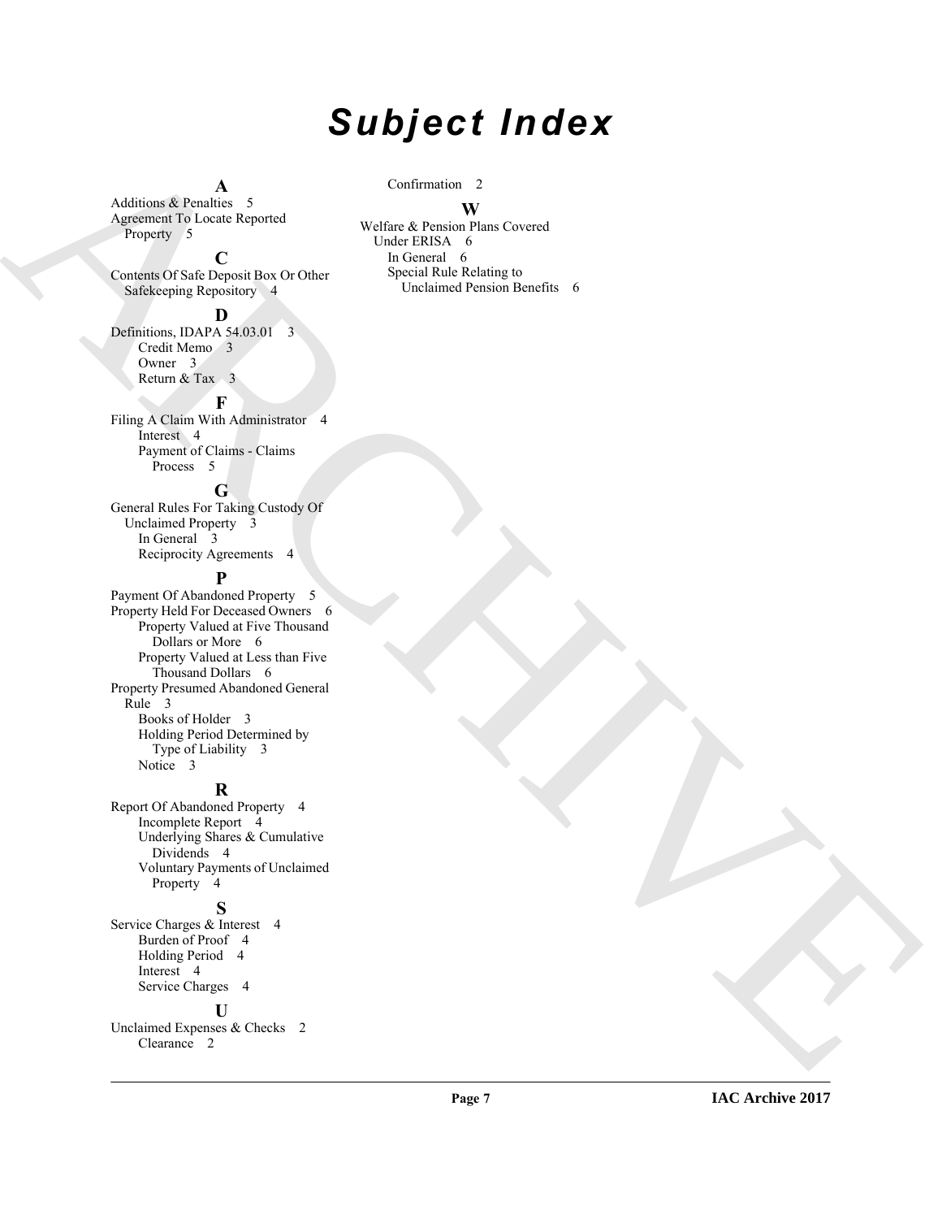# Subject Index

**A**

Additions & Penalties 5
Agreement To Locate Reported Property 5

**C**

Contents Of Safe Deposit Box Or Other Safekeeping Repository 4

**D**

Definitions, IDAPA 54.03.01 3
- Credit Memo 3
- Owner 3
- Return & Tax 3

**F**

Filing A Claim With Administrator 4
- Interest 4
- Payment of Claims - Claims Process 5

**G**

General Rules For Taking Custody Of Unclaimed Property 3
- In General 3
- Reciprocity Agreements 4

**P**

Payment Of Abandoned Property 5
Property Held For Deceased Owners 6
- Property Valued at Five Thousand Dollars or More 6
- Property Valued at Less than Five Thousand Dollars 6

Property Presumed Abandoned General Rule 3
- Books of Holder 3
- Holding Period Determined by Type of Liability 3
- Notice 3

**R**

Report Of Abandoned Property 4
- Incomplete Report 4
- Underlying Shares & Cumulative Dividends 4
- Voluntary Payments of Unclaimed Property 4

**S**

Service Charges & Interest 4
- Burden of Proof 4
- Holding Period 4
- Interest 4
- Service Charges 4

**U**

Unclaimed Expenses & Checks 2
- Clearance 2
- Confirmation 2

**W**

Welfare & Pension Plans Covered Under ERISA 6
- In General 6
- Special Rule Relating to Unclaimed Pension Benefits 6